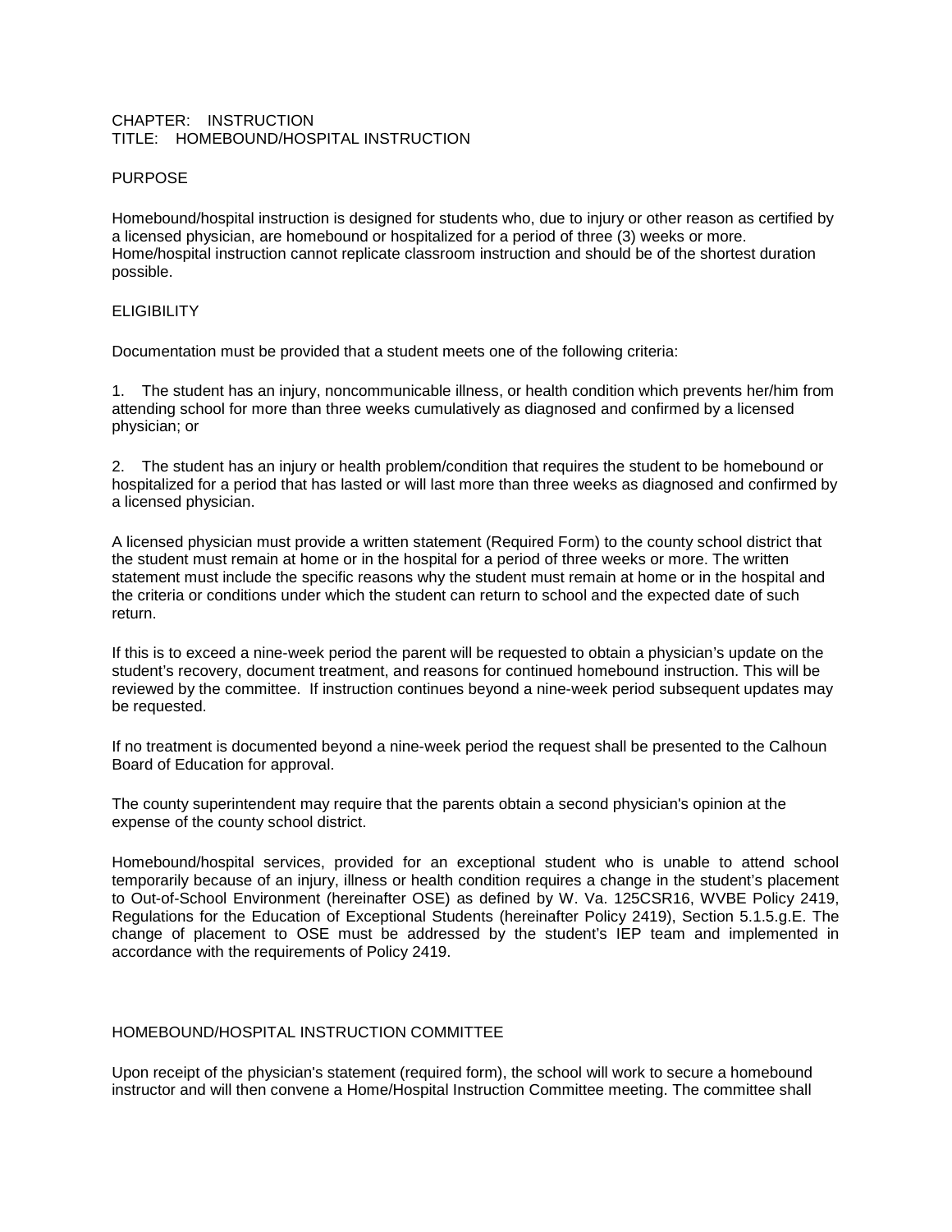CHAPTER: INSTRUCTION
TITLE: HOMEBOUND/HOSPITAL INSTRUCTION

## PURPOSE

Homebound/hospital instruction is designed for students who, due to injury or other reason as certified by a licensed physician, are homebound or hospitalized for a period of three (3) weeks or more. Home/hospital instruction cannot replicate classroom instruction and should be of the shortest duration possible.

## ELIGIBILITY

Documentation must be provided that a student meets one of the following criteria:

1. The student has an injury, noncommunicable illness, or health condition which prevents her/him from attending school for more than three weeks cumulatively as diagnosed and confirmed by a licensed physician; or

2. The student has an injury or health problem/condition that requires the student to be homebound or hospitalized for a period that has lasted or will last more than three weeks as diagnosed and confirmed by a licensed physician.

A licensed physician must provide a written statement (Required Form) to the county school district that the student must remain at home or in the hospital for a period of three weeks or more. The written statement must include the specific reasons why the student must remain at home or in the hospital and the criteria or conditions under which the student can return to school and the expected date of such return.

If this is to exceed a nine-week period the parent will be requested to obtain a physician's update on the student's recovery, document treatment, and reasons for continued homebound instruction. This will be reviewed by the committee. If instruction continues beyond a nine-week period subsequent updates may be requested.

If no treatment is documented beyond a nine-week period the request shall be presented to the Calhoun Board of Education for approval.

The county superintendent may require that the parents obtain a second physician's opinion at the expense of the county school district.

Homebound/hospital services, provided for an exceptional student who is unable to attend school temporarily because of an injury, illness or health condition requires a change in the student's placement to Out-of-School Environment (hereinafter OSE) as defined by W. Va. 125CSR16, WVBE Policy 2419, Regulations for the Education of Exceptional Students (hereinafter Policy 2419), Section 5.1.5.g.E. The change of placement to OSE must be addressed by the student's IEP team and implemented in accordance with the requirements of Policy 2419.

## HOMEBOUND/HOSPITAL INSTRUCTION COMMITTEE

Upon receipt of the physician's statement (required form), the school will work to secure a homebound instructor and will then convene a Home/Hospital Instruction Committee meeting. The committee shall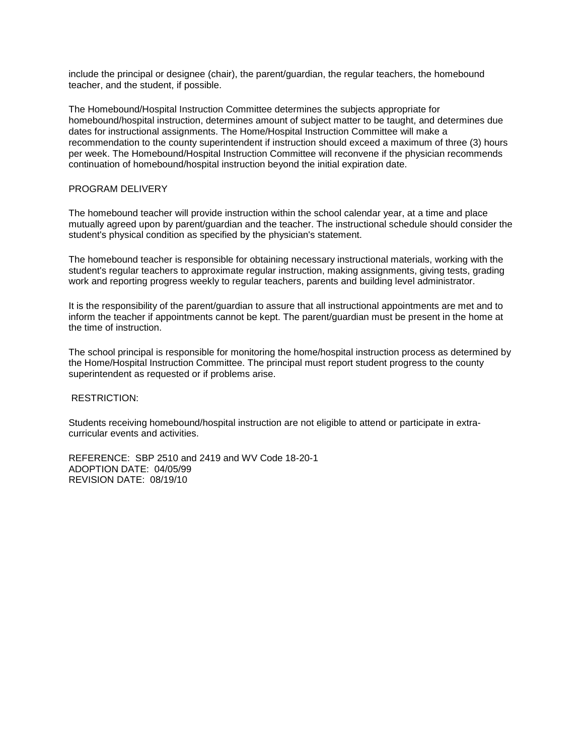include the principal or designee (chair), the parent/guardian, the regular teachers, the homebound teacher, and the student, if possible.

The Homebound/Hospital Instruction Committee determines the subjects appropriate for homebound/hospital instruction, determines amount of subject matter to be taught, and determines due dates for instructional assignments. The Home/Hospital Instruction Committee will make a recommendation to the county superintendent if instruction should exceed a maximum of three (3) hours per week. The Homebound/Hospital Instruction Committee will reconvene if the physician recommends continuation of homebound/hospital instruction beyond the initial expiration date.

PROGRAM DELIVERY

The homebound teacher will provide instruction within the school calendar year, at a time and place mutually agreed upon by parent/guardian and the teacher. The instructional schedule should consider the student's physical condition as specified by the physician's statement.

The homebound teacher is responsible for obtaining necessary instructional materials, working with the student's regular teachers to approximate regular instruction, making assignments, giving tests, grading work and reporting progress weekly to regular teachers, parents and building level administrator.

It is the responsibility of the parent/guardian to assure that all instructional appointments are met and to inform the teacher if appointments cannot be kept. The parent/guardian must be present in the home at the time of instruction.

The school principal is responsible for monitoring the home/hospital instruction process as determined by the Home/Hospital Instruction Committee. The principal must report student progress to the county superintendent as requested or if problems arise.

RESTRICTION:

Students receiving homebound/hospital instruction are not eligible to attend or participate in extra-curricular events and activities.

REFERENCE: SBP 2510 and 2419 and WV Code 18-20-1
ADOPTION DATE: 04/05/99
REVISION DATE: 08/19/10